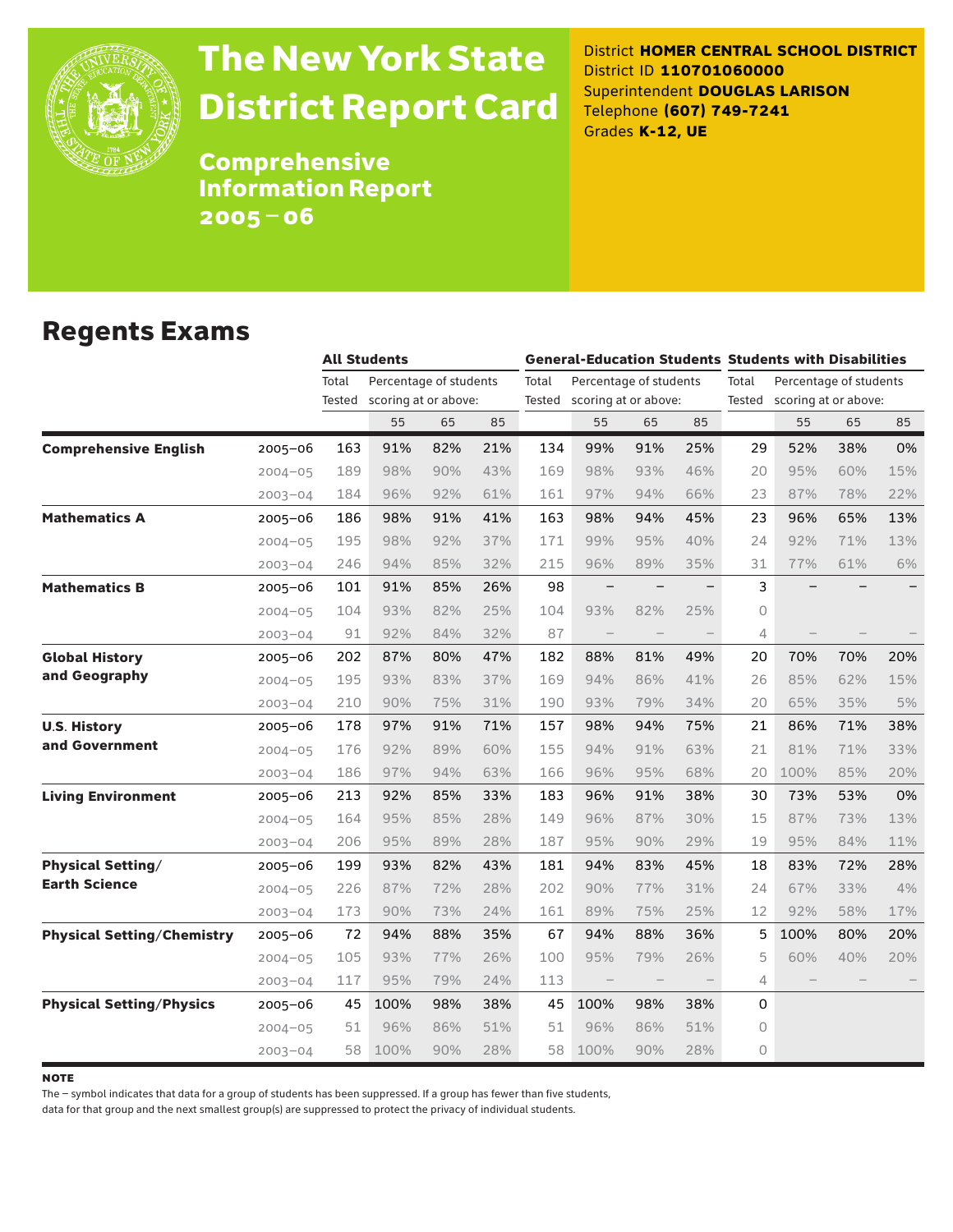# The New York State District Report Card

## Comprehensive Information Report 2005 – 06

District **HOMER CENTRAL SCHOOL DISTRICT**
District ID **110701060000**
Superintendent **DOUGLAS LARISON**
Telephone **(607) 749-7241**
Grades **K-12, UE**

## Regents Exams

| | | All Students | | | | General-Education Students | | | | Students with Disabilities | | | |
|---|---|---|---|---|---|---|---|---|---|---|---|---|---|
| | | Total Tested | Percentage of students scoring at or above: | | | Total Tested | Percentage of students scoring at or above: | | | Total Tested | Percentage of students scoring at or above: | | |
| | | | 55 | 65 | 85 | | 55 | 65 | 85 | | 55 | 65 | 85 |
| **Comprehensive English** | 2005–06 | 163 | 91% | 82% | 21% | 134 | 99% | 91% | 25% | 29 | 52% | 38% | 0% |
| | 2004–05 | 189 | 98% | 90% | 43% | 169 | 98% | 93% | 46% | 20 | 95% | 60% | 15% |
| | 2003–04 | 184 | 96% | 92% | 61% | 161 | 97% | 94% | 66% | 23 | 87% | 78% | 22% |
| **Mathematics A** | 2005–06 | 186 | 98% | 91% | 41% | 163 | 98% | 94% | 45% | 23 | 96% | 65% | 13% |
| | 2004–05 | 195 | 98% | 92% | 37% | 171 | 99% | 95% | 40% | 24 | 92% | 71% | 13% |
| | 2003–04 | 246 | 94% | 85% | 32% | 215 | 96% | 89% | 35% | 31 | 77% | 61% | 6% |
| **Mathematics B** | 2005–06 | 101 | 91% | 85% | 26% | 98 | – | – | – | 3 | – | – | – |
| | 2004–05 | 104 | 93% | 82% | 25% | 104 | 93% | 82% | 25% | 0 | | | |
| | 2003–04 | 91 | 92% | 84% | 32% | 87 | – | – | – | 4 | – | – | – |
| **Global History and Geography** | 2005–06 | 202 | 87% | 80% | 47% | 182 | 88% | 81% | 49% | 20 | 70% | 70% | 20% |
| | 2004–05 | 195 | 93% | 83% | 37% | 169 | 94% | 86% | 41% | 26 | 85% | 62% | 15% |
| | 2003–04 | 210 | 90% | 75% | 31% | 190 | 93% | 79% | 34% | 20 | 65% | 35% | 5% |
| **U.S. History and Government** | 2005–06 | 178 | 97% | 91% | 71% | 157 | 98% | 94% | 75% | 21 | 86% | 71% | 38% |
| | 2004–05 | 176 | 92% | 89% | 60% | 155 | 94% | 91% | 63% | 21 | 81% | 71% | 33% |
| | 2003–04 | 186 | 97% | 94% | 63% | 166 | 96% | 95% | 68% | 20 | 100% | 85% | 20% |
| **Living Environment** | 2005–06 | 213 | 92% | 85% | 33% | 183 | 96% | 91% | 38% | 30 | 73% | 53% | 0% |
| | 2004–05 | 164 | 95% | 85% | 28% | 149 | 96% | 87% | 30% | 15 | 87% | 73% | 13% |
| | 2003–04 | 206 | 95% | 89% | 28% | 187 | 95% | 90% | 29% | 19 | 95% | 84% | 11% |
| **Physical Setting/ Earth Science** | 2005–06 | 199 | 93% | 82% | 43% | 181 | 94% | 83% | 45% | 18 | 83% | 72% | 28% |
| | 2004–05 | 226 | 87% | 72% | 28% | 202 | 90% | 77% | 31% | 24 | 67% | 33% | 4% |
| | 2003–04 | 173 | 90% | 73% | 24% | 161 | 89% | 75% | 25% | 12 | 92% | 58% | 17% |
| **Physical Setting/Chemistry** | 2005–06 | 72 | 94% | 88% | 35% | 67 | 94% | 88% | 36% | 5 | 100% | 80% | 20% |
| | 2004–05 | 105 | 93% | 77% | 26% | 100 | 95% | 79% | 26% | 5 | 60% | 40% | 20% |
| | 2003–04 | 117 | 95% | 79% | 24% | 113 | – | – | – | 4 | – | – | – |
| **Physical Setting/Physics** | 2005–06 | 45 | 100% | 98% | 38% | 45 | 100% | 98% | 38% | 0 | | | |
| | 2004–05 | 51 | 96% | 86% | 51% | 51 | 96% | 86% | 51% | 0 | | | |
| | 2003–04 | 58 | 100% | 90% | 28% | 58 | 100% | 90% | 28% | 0 | | | |

**NOTE**

The – symbol indicates that data for a group of students has been suppressed. If a group has fewer than five students, data for that group and the next smallest group(s) are suppressed to protect the privacy of individual students.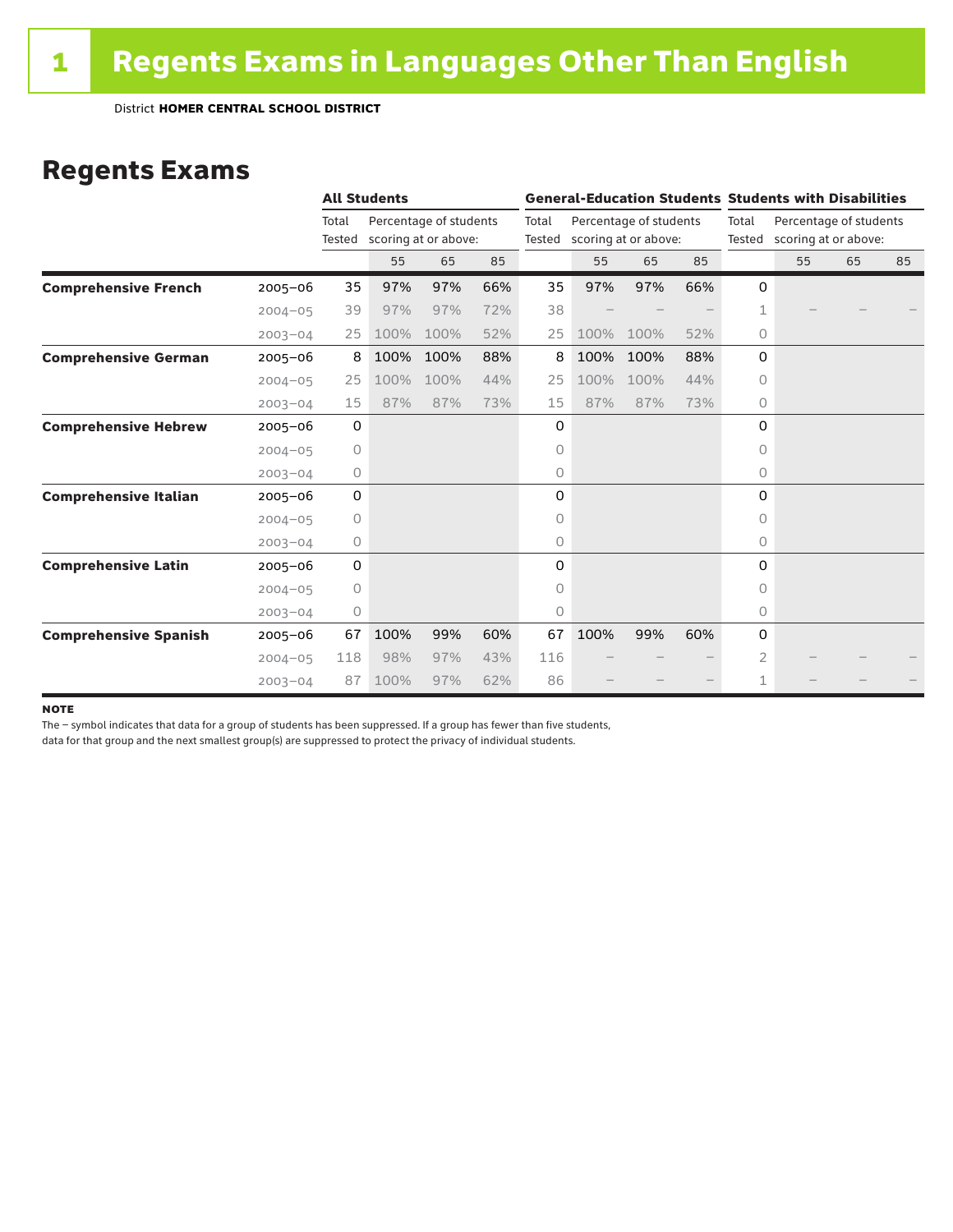# 1 Regents Exams in Languages Other Than English

District **HOMER CENTRAL SCHOOL DISTRICT**

## Regents Exams

| | | All Students | | | | General-Education Students | | | | Students with Disabilities | | | |
|---|---|---|---|---|---|---|---|---|---|---|---|---|---|
| | | Total Tested | Percentage of students scoring at or above: | | | Total Tested | Percentage of students scoring at or above: | | | Total Tested | Percentage of students scoring at or above: | | |
| | | | 55 | 65 | 85 | | 55 | 65 | 85 | | 55 | 65 | 85 |
| **Comprehensive French** | 2005–06 | 35 | 97% | 97% | 66% | 35 | 97% | 97% | 66% | 0 | | | |
| | 2004–05 | 39 | 97% | 97% | 72% | 38 | – | – | – | 1 | – | – | – |
| | 2003–04 | 25 | 100% | 100% | 52% | 25 | 100% | 100% | 52% | 0 | | | |
| **Comprehensive German** | 2005–06 | 8 | 100% | 100% | 88% | 8 | 100% | 100% | 88% | 0 | | | |
| | 2004–05 | 25 | 100% | 100% | 44% | 25 | 100% | 100% | 44% | 0 | | | |
| | 2003–04 | 15 | 87% | 87% | 73% | 15 | 87% | 87% | 73% | 0 | | | |
| **Comprehensive Hebrew** | 2005–06 | 0 | | | | 0 | | | | 0 | | | |
| | 2004–05 | 0 | | | | 0 | | | | 0 | | | |
| | 2003–04 | 0 | | | | 0 | | | | 0 | | | |
| **Comprehensive Italian** | 2005–06 | 0 | | | | 0 | | | | 0 | | | |
| | 2004–05 | 0 | | | | 0 | | | | 0 | | | |
| | 2003–04 | 0 | | | | 0 | | | | 0 | | | |
| **Comprehensive Latin** | 2005–06 | 0 | | | | 0 | | | | 0 | | | |
| | 2004–05 | 0 | | | | 0 | | | | 0 | | | |
| | 2003–04 | 0 | | | | 0 | | | | 0 | | | |
| **Comprehensive Spanish** | 2005–06 | 67 | 100% | 99% | 60% | 67 | 100% | 99% | 60% | 0 | | | |
| | 2004–05 | 118 | 98% | 97% | 43% | 116 | – | – | – | 2 | – | – | – |
| | 2003–04 | 87 | 100% | 97% | 62% | 86 | – | – | – | 1 | – | – | – |

**NOTE**

The – symbol indicates that data for a group of students has been suppressed. If a group has fewer than five students, data for that group and the next smallest group(s) are suppressed to protect the privacy of individual students.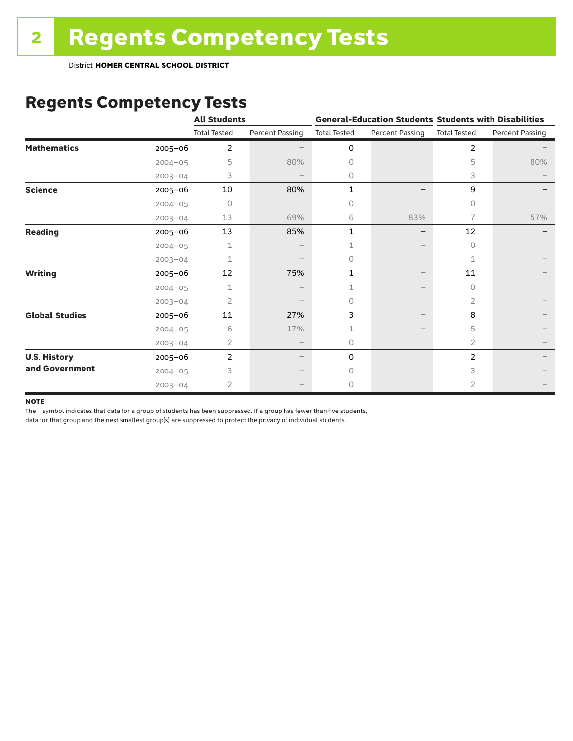# Regents Competency Tests

District **HOMER CENTRAL SCHOOL DISTRICT**

## Regents Competency Tests

| | | All Students | | General-Education Students | | Students with Disabilities | |
|---|---|---|---|---|---|---|---|
| | | Total Tested | Percent Passing | Total Tested | Percent Passing | Total Tested | Percent Passing |
| **Mathematics** | 2005–06 | 2 | – | 0 | | 2 | – |
| | 2004–05 | 5 | 80% | 0 | | 5 | 80% |
| | 2003–04 | 3 | – | 0 | | 3 | – |
| **Science** | 2005–06 | 10 | 80% | 1 | – | 9 | – |
| | 2004–05 | 0 | | 0 | | 0 | |
| | 2003–04 | 13 | 69% | 6 | 83% | 7 | 57% |
| **Reading** | 2005–06 | 13 | 85% | 1 | – | 12 | – |
| | 2004–05 | 1 | – | 1 | – | 0 | |
| | 2003–04 | 1 | – | 0 | | 1 | – |
| **Writing** | 2005–06 | 12 | 75% | 1 | – | 11 | – |
| | 2004–05 | 1 | – | 1 | – | 0 | |
| | 2003–04 | 2 | – | 0 | | 2 | – |
| **Global Studies** | 2005–06 | 11 | 27% | 3 | – | 8 | – |
| | 2004–05 | 6 | 17% | 1 | – | 5 | – |
| | 2003–04 | 2 | – | 0 | | 2 | – |
| **U.S. History and Government** | 2005–06 | 2 | – | 0 | | 2 | – |
| | 2004–05 | 3 | – | 0 | | 3 | – |
| | 2003–04 | 2 | – | 0 | | 2 | – |

**NOTE**

The – symbol indicates that data for a group of students has been suppressed. If a group has fewer than five students, data for that group and the next smallest group(s) are suppressed to protect the privacy of individual students.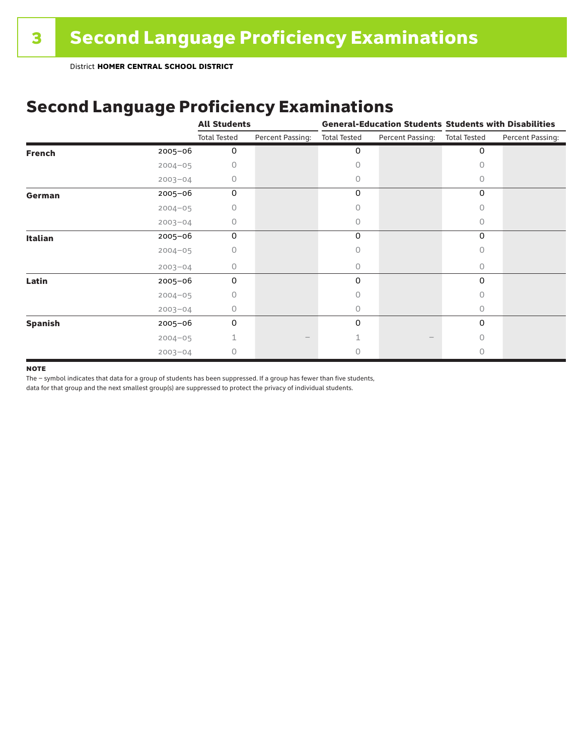# 3 Second Language Proficiency Examinations

District **HOMER CENTRAL SCHOOL DISTRICT**

## Second Language Proficiency Examinations

| | | All Students | | General-Education Students | | Students with Disabilities | |
|---|---|---|---|---|---|---|---|
| | | Total Tested | Percent Passing: | Total Tested | Percent Passing: | Total Tested | Percent Passing: |
| **French** | 2005–06 | 0 | | 0 | | 0 | |
| | 2004–05 | 0 | | 0 | | 0 | |
| | 2003–04 | 0 | | 0 | | 0 | |
| **German** | 2005–06 | 0 | | 0 | | 0 | |
| | 2004–05 | 0 | | 0 | | 0 | |
| | 2003–04 | 0 | | 0 | | 0 | |
| **Italian** | 2005–06 | 0 | | 0 | | 0 | |
| | 2004–05 | 0 | | 0 | | 0 | |
| | 2003–04 | 0 | | 0 | | 0 | |
| **Latin** | 2005–06 | 0 | | 0 | | 0 | |
| | 2004–05 | 0 | | 0 | | 0 | |
| | 2003–04 | 0 | | 0 | | 0 | |
| **Spanish** | 2005–06 | 0 | | 0 | | 0 | |
| | 2004–05 | 1 | – | 1 | – | 0 | |
| | 2003–04 | 0 | | 0 | | 0 | |

**NOTE**

The – symbol indicates that data for a group of students has been suppressed. If a group has fewer than five students, data for that group and the next smallest group(s) are suppressed to protect the privacy of individual students.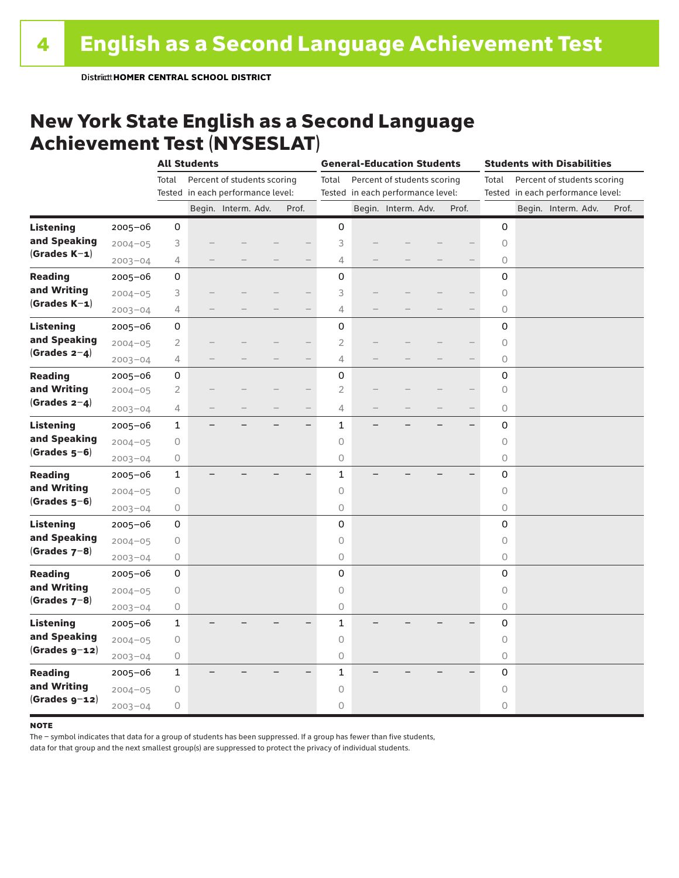District HOMER CENTRAL SCHOOL DISTRICT

## New York State English as a Second Language Achievement Test (NYSESLAT)

| | | All Students | | | | | General-Education Students | | | | | Students with Disabilities | | | | |
|---|---|---|---|---|---|---|---|---|---|---|---|---|---|---|---|---|
| | | Total Tested | Percent of students scoring in each performance level: | | | | Total Tested | Percent of students scoring in each performance level: | | | | Total Tested | Percent of students scoring in each performance level: | | | |
| | | | Begin. | Interm. | Adv. | Prof. | | Begin. | Interm. | Adv. | Prof. | | Begin. | Interm. | Adv. | Prof. |
| **Listening and Speaking (Grades K–1)** | 2005–06 | 0 | | | | | 0 | | | | | 0 | | | | |
| | 2004–05 | 3 | – | – | – | – | 3 | – | – | – | – | 0 | | | | |
| | 2003–04 | 4 | – | – | – | – | 4 | – | – | – | – | 0 | | | | |
| **Reading and Writing (Grades K–1)** | 2005–06 | 0 | | | | | 0 | | | | | 0 | | | | |
| | 2004–05 | 3 | – | – | – | – | 3 | – | – | – | – | 0 | | | | |
| | 2003–04 | 4 | – | – | – | – | 4 | – | – | – | – | 0 | | | | |
| **Listening and Speaking (Grades 2–4)** | 2005–06 | 0 | | | | | 0 | | | | | 0 | | | | |
| | 2004–05 | 2 | – | – | – | – | 2 | – | – | – | – | 0 | | | | |
| | 2003–04 | 4 | – | – | – | – | 4 | – | – | – | – | 0 | | | | |
| **Reading and Writing (Grades 2–4)** | 2005–06 | 0 | | | | | 0 | | | | | 0 | | | | |
| | 2004–05 | 2 | – | – | – | – | 2 | – | – | – | – | 0 | | | | |
| | 2003–04 | 4 | – | – | – | – | 4 | – | – | – | – | 0 | | | | |
| **Listening and Speaking (Grades 5–6)** | 2005–06 | 1 | – | – | – | – | 1 | – | – | – | – | 0 | | | | |
| | 2004–05 | 0 | | | | | 0 | | | | | 0 | | | | |
| | 2003–04 | 0 | | | | | 0 | | | | | 0 | | | | |
| **Reading and Writing (Grades 5–6)** | 2005–06 | 1 | – | – | – | – | 1 | – | – | – | – | 0 | | | | |
| | 2004–05 | 0 | | | | | 0 | | | | | 0 | | | | |
| | 2003–04 | 0 | | | | | 0 | | | | | 0 | | | | |
| **Listening and Speaking (Grades 7–8)** | 2005–06 | 0 | | | | | 0 | | | | | 0 | | | | |
| | 2004–05 | 0 | | | | | 0 | | | | | 0 | | | | |
| | 2003–04 | 0 | | | | | 0 | | | | | 0 | | | | |
| **Reading and Writing (Grades 7–8)** | 2005–06 | 0 | | | | | 0 | | | | | 0 | | | | |
| | 2004–05 | 0 | | | | | 0 | | | | | 0 | | | | |
| | 2003–04 | 0 | | | | | 0 | | | | | 0 | | | | |
| **Listening and Speaking (Grades 9–12)** | 2005–06 | 1 | – | – | – | – | 1 | – | – | – | – | 0 | | | | |
| | 2004–05 | 0 | | | | | 0 | | | | | 0 | | | | |
| | 2003–04 | 0 | | | | | 0 | | | | | 0 | | | | |
| **Reading and Writing (Grades 9–12)** | 2005–06 | 1 | – | – | – | – | 1 | – | – | – | – | 0 | | | | |
| | 2004–05 | 0 | | | | | 0 | | | | | 0 | | | | |
| | 2003–04 | 0 | | | | | 0 | | | | | 0 | | | | |

**NOTE**

The – symbol indicates that data for a group of students has been suppressed. If a group has fewer than five students, data for that group and the next smallest group(s) are suppressed to protect the privacy of individual students.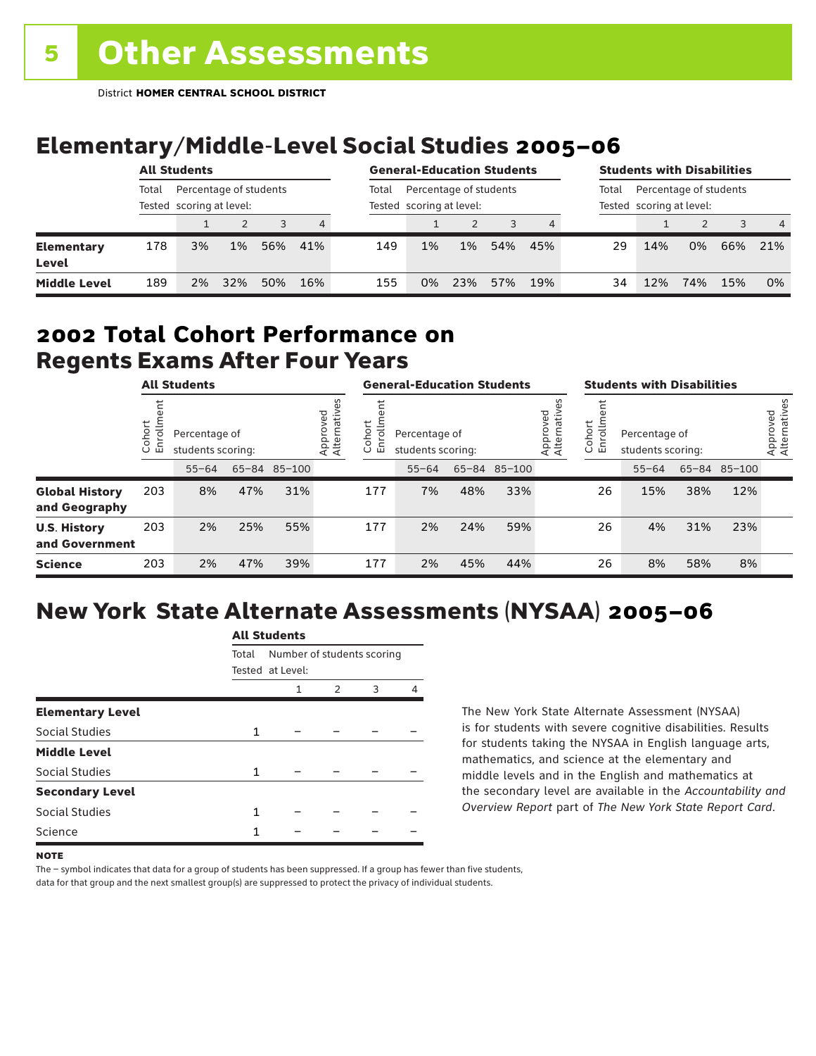# 5 Other Assessments

District **HOMER CENTRAL SCHOOL DISTRICT**

## Elementary/Middle-Level Social Studies 2005–06

| | All Students | | | | | General-Education Students | | | | | Students with Disabilities | | | | |
|---|---|---|---|---|---|---|---|---|---|---|---|---|---|---|---|
| | Total Tested | Percentage of students scoring at level: | | | | Total Tested | Percentage of students scoring at level: | | | | Total Tested | Percentage of students scoring at level: | | | |
| | | 1 | 2 | 3 | 4 | | 1 | 2 | 3 | 4 | | 1 | 2 | 3 | 4 |
| **Elementary Level** | 178 | 3% | 1% | 56% | 41% | 149 | 1% | 1% | 54% | 45% | 29 | 14% | 0% | 66% | 21% |
| **Middle Level** | 189 | 2% | 32% | 50% | 16% | 155 | 0% | 23% | 57% | 19% | 34 | 12% | 74% | 15% | 0% |

## 2002 Total Cohort Performance on Regents Exams After Four Years

| | All Students | | | | | General-Education Students | | | | | Students with Disabilities | | | | |
|---|---|---|---|---|---|---|---|---|---|---|---|---|---|---|---|
| | Cohort Enrollment | Percentage of students scoring: | | | Approved Alternatives | Cohort Enrollment | Percentage of students scoring: | | | Approved Alternatives | Cohort Enrollment | Percentage of students scoring: | | | Approved Alternatives |
| | | 55–64 | 65–84 | 85–100 | | | 55–64 | 65–84 | 85–100 | | | 55–64 | 65–84 | 85–100 | |
| **Global History and Geography** | 203 | 8% | 47% | 31% | | 177 | 7% | 48% | 33% | | 26 | 15% | 38% | 12% | |
| **U.S. History and Government** | 203 | 2% | 25% | 55% | | 177 | 2% | 24% | 59% | | 26 | 4% | 31% | 23% | |
| **Science** | 203 | 2% | 47% | 39% | | 177 | 2% | 45% | 44% | | 26 | 8% | 58% | 8% | |

## New York State Alternate Assessments (NYSAA) 2005–06

| | All Students | | | | |
|---|---|---|---|---|---|
| | Total Tested | Number of students scoring at Level: | | | |
| | | 1 | 2 | 3 | 4 |
| **Elementary Level** | | | | | |
| Social Studies | 1 | – | – | – | – |
| **Middle Level** | | | | | |
| Social Studies | 1 | – | – | – | – |
| **Secondary Level** | | | | | |
| Social Studies | 1 | – | – | – | – |
| Science | 1 | – | – | – | – |

The New York State Alternate Assessment (NYSAA) is for students with severe cognitive disabilities. Results for students taking the NYSAA in English language arts, mathematics, and science at the elementary and middle levels and in the English and mathematics at the secondary level are available in the *Accountability and Overview Report* part of *The New York State Report Card*.

**NOTE**

The – symbol indicates that data for a group of students has been suppressed. If a group has fewer than five students, data for that group and the next smallest group(s) are suppressed to protect the privacy of individual students.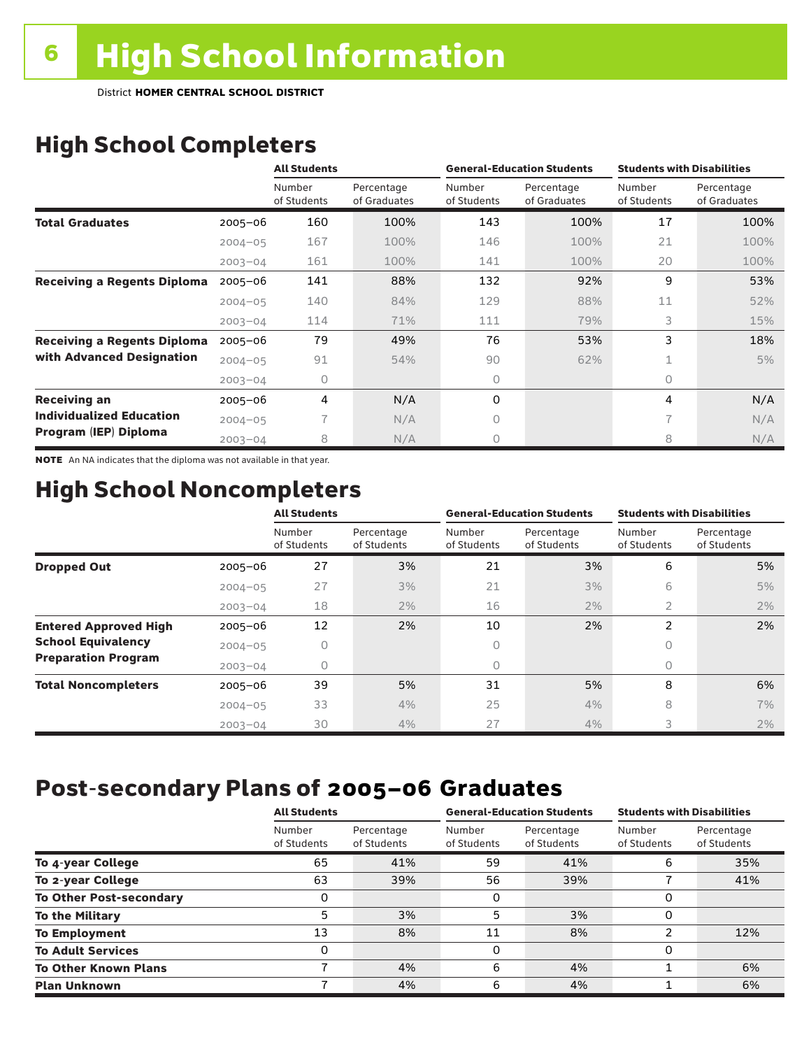# 6 High School Information

District **HOMER CENTRAL SCHOOL DISTRICT**

## High School Completers

| | | All Students | | General-Education Students | | Students with Disabilities | |
|---|---|---|---|---|---|---|---|
| | | Number of Students | Percentage of Graduates | Number of Students | Percentage of Graduates | Number of Students | Percentage of Graduates |
| **Total Graduates** | 2005–06 | 160 | 100% | 143 | 100% | 17 | 100% |
| | 2004–05 | 167 | 100% | 146 | 100% | 21 | 100% |
| | 2003–04 | 161 | 100% | 141 | 100% | 20 | 100% |
| **Receiving a Regents Diploma** | 2005–06 | 141 | 88% | 132 | 92% | 9 | 53% |
| | 2004–05 | 140 | 84% | 129 | 88% | 11 | 52% |
| | 2003–04 | 114 | 71% | 111 | 79% | 3 | 15% |
| **Receiving a Regents Diploma with Advanced Designation** | 2005–06 | 79 | 49% | 76 | 53% | 3 | 18% |
| | 2004–05 | 91 | 54% | 90 | 62% | 1 | 5% |
| | 2003–04 | 0 | | 0 | | 0 | |
| **Receiving an Individualized Education Program (IEP) Diploma** | 2005–06 | 4 | N/A | 0 | | 4 | N/A |
| | 2004–05 | 7 | N/A | 0 | | 7 | N/A |
| | 2003–04 | 8 | N/A | 0 | | 8 | N/A |

**NOTE** An NA indicates that the diploma was not available in that year.

## High School Noncompleters

| | | All Students | | General-Education Students | | Students with Disabilities | |
|---|---|---|---|---|---|---|---|
| | | Number of Students | Percentage of Students | Number of Students | Percentage of Students | Number of Students | Percentage of Students |
| **Dropped Out** | 2005–06 | 27 | 3% | 21 | 3% | 6 | 5% |
| | 2004–05 | 27 | 3% | 21 | 3% | 6 | 5% |
| | 2003–04 | 18 | 2% | 16 | 2% | 2 | 2% |
| **Entered Approved High School Equivalency Preparation Program** | 2005–06 | 12 | 2% | 10 | 2% | 2 | 2% |
| | 2004–05 | 0 | | 0 | | 0 | |
| | 2003–04 | 0 | | 0 | | 0 | |
| **Total Noncompleters** | 2005–06 | 39 | 5% | 31 | 5% | 8 | 6% |
| | 2004–05 | 33 | 4% | 25 | 4% | 8 | 7% |
| | 2003–04 | 30 | 4% | 27 | 4% | 3 | 2% |

## Post-secondary Plans of 2005–06 Graduates

| | All Students | | General-Education Students | | Students with Disabilities | |
|---|---|---|---|---|---|---|
| | Number of Students | Percentage of Students | Number of Students | Percentage of Students | Number of Students | Percentage of Students |
| **To 4-year College** | 65 | 41% | 59 | 41% | 6 | 35% |
| **To 2-year College** | 63 | 39% | 56 | 39% | 7 | 41% |
| **To Other Post-secondary** | 0 | | 0 | | 0 | |
| **To the Military** | 5 | 3% | 5 | 3% | 0 | |
| **To Employment** | 13 | 8% | 11 | 8% | 2 | 12% |
| **To Adult Services** | 0 | | 0 | | 0 | |
| **To Other Known Plans** | 7 | 4% | 6 | 4% | 1 | 6% |
| **Plan Unknown** | 7 | 4% | 6 | 4% | 1 | 6% |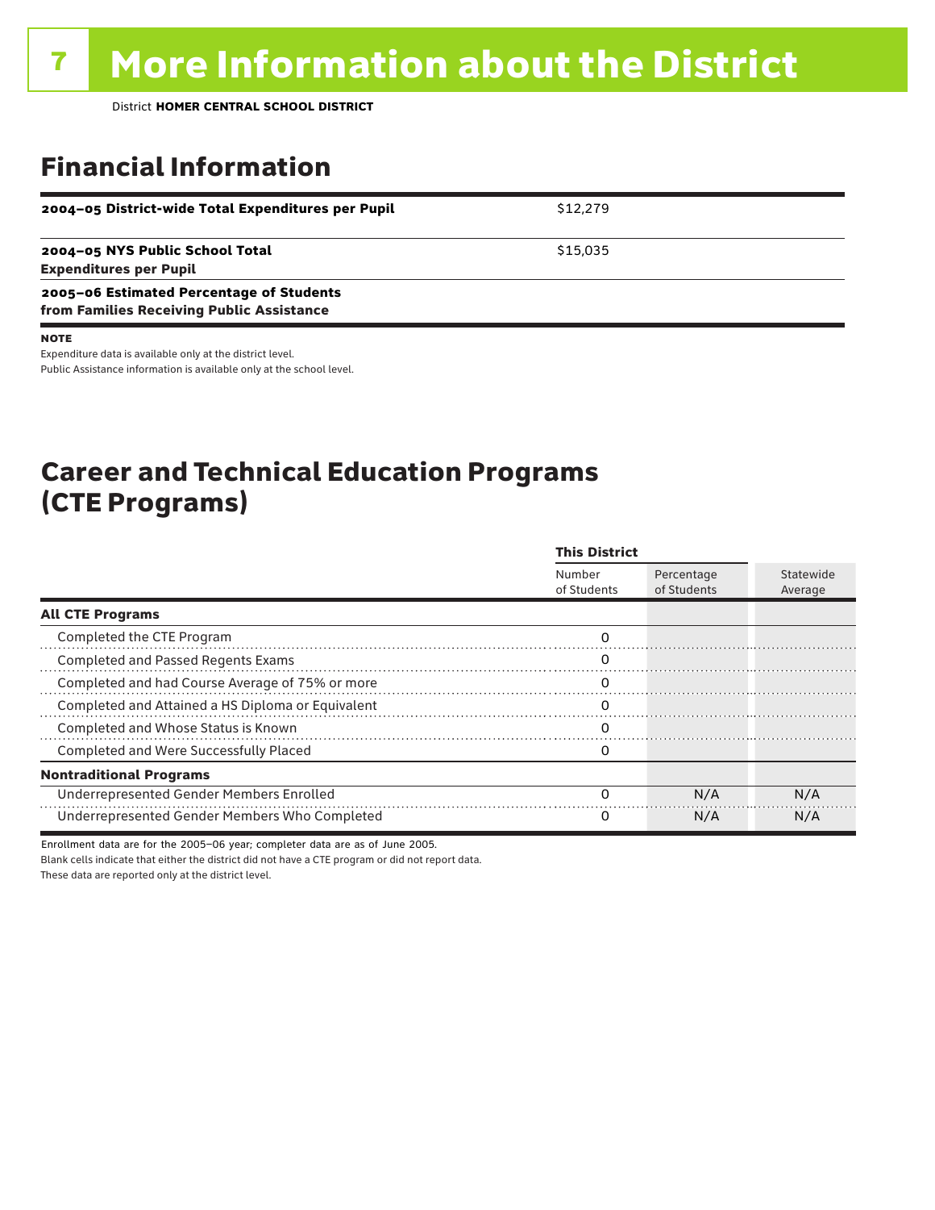# 7 More Information about the District

District **HOMER CENTRAL SCHOOL DISTRICT**

## Financial Information

| | |
|---|---|
| **2004–05 District-wide Total Expenditures per Pupil** | $12,279 |
| **2004–05 NYS Public School Total Expenditures per Pupil** | $15,035 |
| **2005–06 Estimated Percentage of Students from Families Receiving Public Assistance** | |

**NOTE**

Expenditure data is available only at the district level.

Public Assistance information is available only at the school level.

## Career and Technical Education Programs (CTE Programs)

| | This District | | |
|---|---|---|---|
| | Number of Students | Percentage of Students | Statewide Average |
| **All CTE Programs** | | | |
| Completed the CTE Program | 0 | | |
| Completed and Passed Regents Exams | 0 | | |
| Completed and had Course Average of 75% or more | 0 | | |
| Completed and Attained a HS Diploma or Equivalent | 0 | | |
| Completed and Whose Status is Known | 0 | | |
| Completed and Were Successfully Placed | 0 | | |
| **Nontraditional Programs** | | | |
| Underrepresented Gender Members Enrolled | 0 | N/A | N/A |
| Underrepresented Gender Members Who Completed | 0 | N/A | N/A |

Enrollment data are for the 2005–06 year; completer data are as of June 2005.

Blank cells indicate that either the district did not have a CTE program or did not report data.

These data are reported only at the district level.